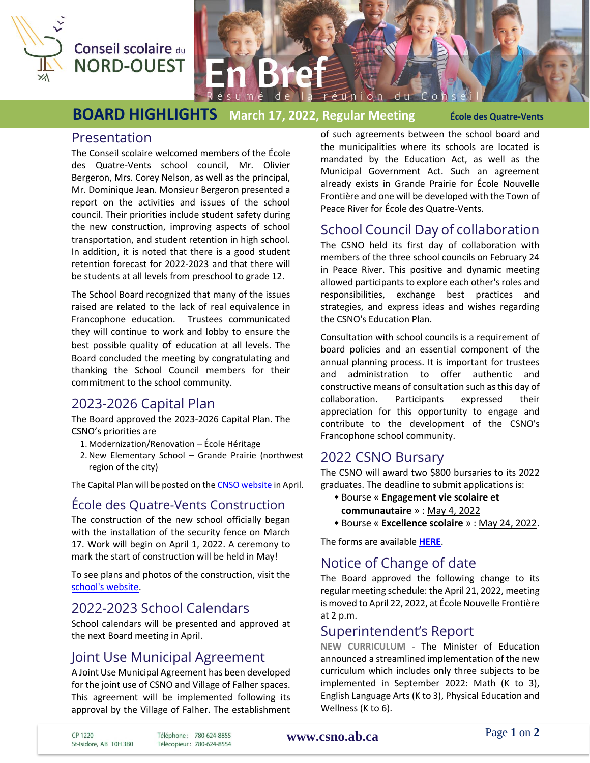Conseil scolaire du NORD-OUEST

# En Bref

Résumé de la réunion du Conseil

## BOARD HIGHLIGHTS March 17, 2022, Regular Meeting

**École des Quatre-Vents**

### Presentation

The Conseil scolaire welcomed members of the École des Quatre-Vents school council, Mr. Olivier Bergeron, Mrs. Corey Nelson, as well as the principal, Mr. Dominique Jean. Monsieur Bergeron presented a report on the activities and issues of the school council. Their priorities include student safety during the new construction, improving aspects of school transportation, and student retention in high school. In addition, it is noted that there is a good student retention forecast for 2022-2023 and that there will be students at all levels from preschool to grade 12.

The School Board recognized that many of the issues raised are related to the lack of real equivalence in Francophone education. Trustees communicated they will continue to work and lobby to ensure the best possible quality of education at all levels. The Board concluded the meeting by congratulating and thanking the School Council members for their commitment to the school community.

### 2023-2026 Capital Plan

The Board approved the 2023-2026 Capital Plan. The CSNO's priorities are

1. Modernization/Renovation – École Héritage
2. New Elementary School – Grande Prairie (northwest region of the city)

The Capital Plan will be posted on the CNSO website in April.

### École des Quatre-Vents Construction

The construction of the new school officially began with the installation of the security fence on March 17. Work will begin on April 1, 2022. A ceremony to mark the start of construction will be held in May!

To see plans and photos of the construction, visit the school's website.

### 2022-2023 School Calendars

School calendars will be presented and approved at the next Board meeting in April.

### Joint Use Municipal Agreement

A Joint Use Municipal Agreement has been developed for the joint use of CSNO and Village of Falher spaces. This agreement will be implemented following its approval by the Village of Falher. The establishment of such agreements between the school board and the municipalities where its schools are located is mandated by the Education Act, as well as the Municipal Government Act. Such an agreement already exists in Grande Prairie for École Nouvelle Frontière and one will be developed with the Town of Peace River for École des Quatre-Vents.

### School Council Day of collaboration

The CSNO held its first day of collaboration with members of the three school councils on February 24 in Peace River. This positive and dynamic meeting allowed participants to explore each other's roles and responsibilities, exchange best practices and strategies, and express ideas and wishes regarding the CSNO's Education Plan.

Consultation with school councils is a requirement of board policies and an essential component of the annual planning process. It is important for trustees and administration to offer authentic and constructive means of consultation such as this day of collaboration. Participants expressed their appreciation for this opportunity to engage and contribute to the development of the CSNO's Francophone school community.

### 2022 CSNO Bursary

The CSNO will award two $800 bursaries to its 2022 graduates. The deadline to submit applications is:

- Bourse « **Engagement vie scolaire et communautaire** » : May 4, 2022
- Bourse « **Excellence scolaire** » : May 24, 2022.

The forms are available **HERE**.

### Notice of Change of date

The Board approved the following change to its regular meeting schedule: the April 21, 2022, meeting is moved to April 22, 2022, at École Nouvelle Frontière at 2 p.m.

### Superintendent's Report

NEW CURRICULUM - The Minister of Education announced a streamlined implementation of the new curriculum which includes only three subjects to be implemented in September 2022: Math (K to 3), English Language Arts (K to 3), Physical Education and Wellness (K to 6).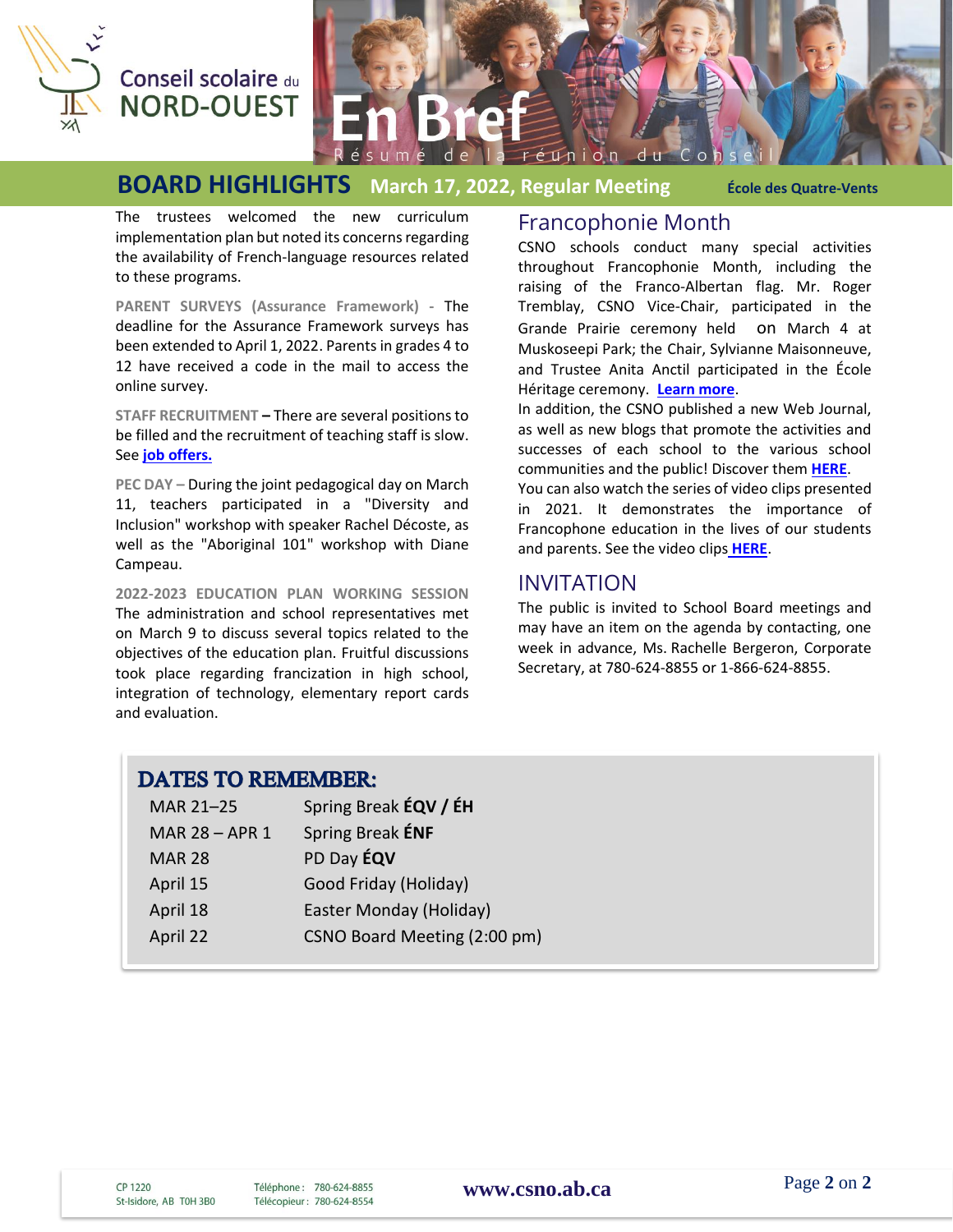Conseil scolaire du NORD-OUEST

# En Bref

Résumé de la réunion du Conseil

## BOARD HIGHLIGHTS March 17, 2022, Regular Meeting

**École des Quatre-Vents**

The trustees welcomed the new curriculum implementation plan but noted its concerns regarding the availability of French-language resources related to these programs.

**PARENT SURVEYS (Assurance Framework)** - The deadline for the Assurance Framework surveys has been extended to April 1, 2022. Parents in grades 4 to 12 have received a code in the mail to access the online survey.

**STAFF RECRUITMENT –** There are several positions to be filled and the recruitment of teaching staff is slow. See **job offers.**

**PEC DAY –** During the joint pedagogical day on March 11, teachers participated in a "Diversity and Inclusion" workshop with speaker Rachel Décoste, as well as the "Aboriginal 101" workshop with Diane Campeau.

**2022-2023 EDUCATION PLAN WORKING SESSION** The administration and school representatives met on March 9 to discuss several topics related to the objectives of the education plan. Fruitful discussions took place regarding francization in high school, integration of technology, elementary report cards and evaluation.

## Francophonie Month

CSNO schools conduct many special activities throughout Francophonie Month, including the raising of the Franco-Albertan flag. Mr. Roger Tremblay, CSNO Vice-Chair, participated in the Grande Prairie ceremony held on March 4 at Muskoseepi Park; the Chair, Sylvianne Maisonneuve, and Trustee Anita Anctil participated in the École Héritage ceremony. **Learn more**.

In addition, the CSNO published a new Web Journal, as well as new blogs that promote the activities and successes of each school to the various school communities and the public! Discover them **HERE**.

You can also watch the series of video clips presented in 2021. It demonstrates the importance of Francophone education in the lives of our students and parents. See the video clips **HERE**.

## INVITATION

The public is invited to School Board meetings and may have an item on the agenda by contacting, one week in advance, Ms. Rachelle Bergeron, Corporate Secretary, at 780-624-8855 or 1-866-624-8855.

## DATES TO REMEMBER:

| | |
|---|---|
| MAR 21–25 | Spring Break **ÉQV / ÉH** |
| MAR 28 – APR 1 | Spring Break **ÉNF** |
| MAR 28 | PD Day **ÉQV** |
| April 15 | Good Friday (Holiday) |
| April 18 | Easter Monday (Holiday) |
| April 22 | CSNO Board Meeting (2:00 pm) |

CP 1220
St-Isidore, AB T0H 3B0

Téléphone : 780-624-8855
Télécopieur : 780-624-8554

**www.csno.ab.ca**